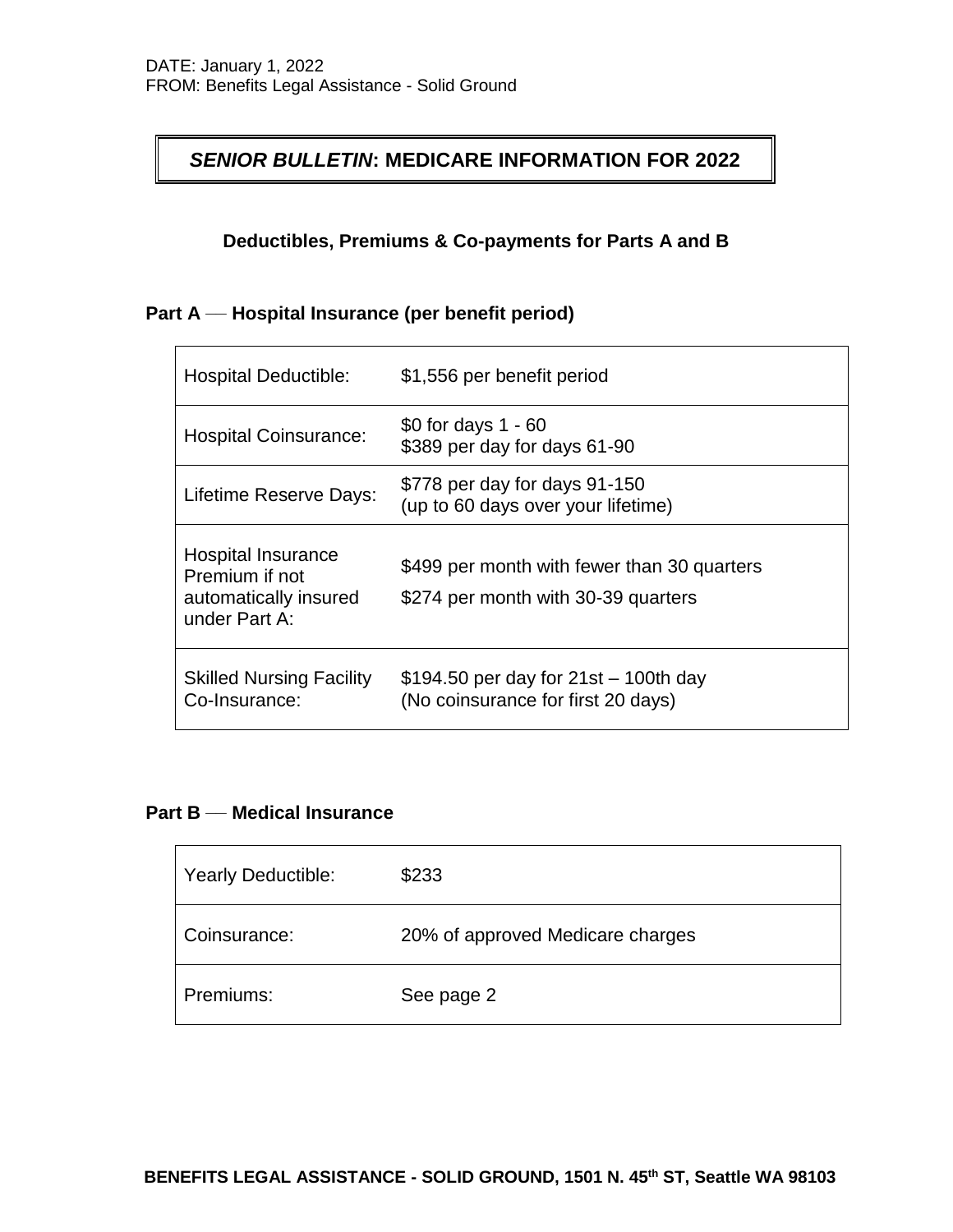DATE: January 1, 2022
FROM: Benefits Legal Assistance - Solid Ground

# ***SENIOR BULLETIN*: MEDICARE INFORMATION FOR 2022**

## Deductibles, Premiums & Co-payments for Parts A and B

### Part A — Hospital Insurance (per benefit period)

| | |
|---|---|
| Hospital Deductible: | $1,556 per benefit period |
| Hospital Coinsurance: | $0 for days 1 - 60<br>$389 per day for days 61-90 |
| Lifetime Reserve Days: | $778 per day for days 91-150<br>(up to 60 days over your lifetime) |
| Hospital Insurance Premium if not automatically insured under Part A: | $499 per month with fewer than 30 quarters<br>$274 per month with 30-39 quarters |
| Skilled Nursing Facility Co-Insurance: | $194.50 per day for 21st – 100th day<br>(No coinsurance for first 20 days) |

### Part B — Medical Insurance

| | |
|---|---|
| Yearly Deductible: | $233 |
| Coinsurance: | 20% of approved Medicare charges |
| Premiums: | See page 2 |

**BENEFITS LEGAL ASSISTANCE - SOLID GROUND, 1501 N. 45th ST, Seattle WA 98103**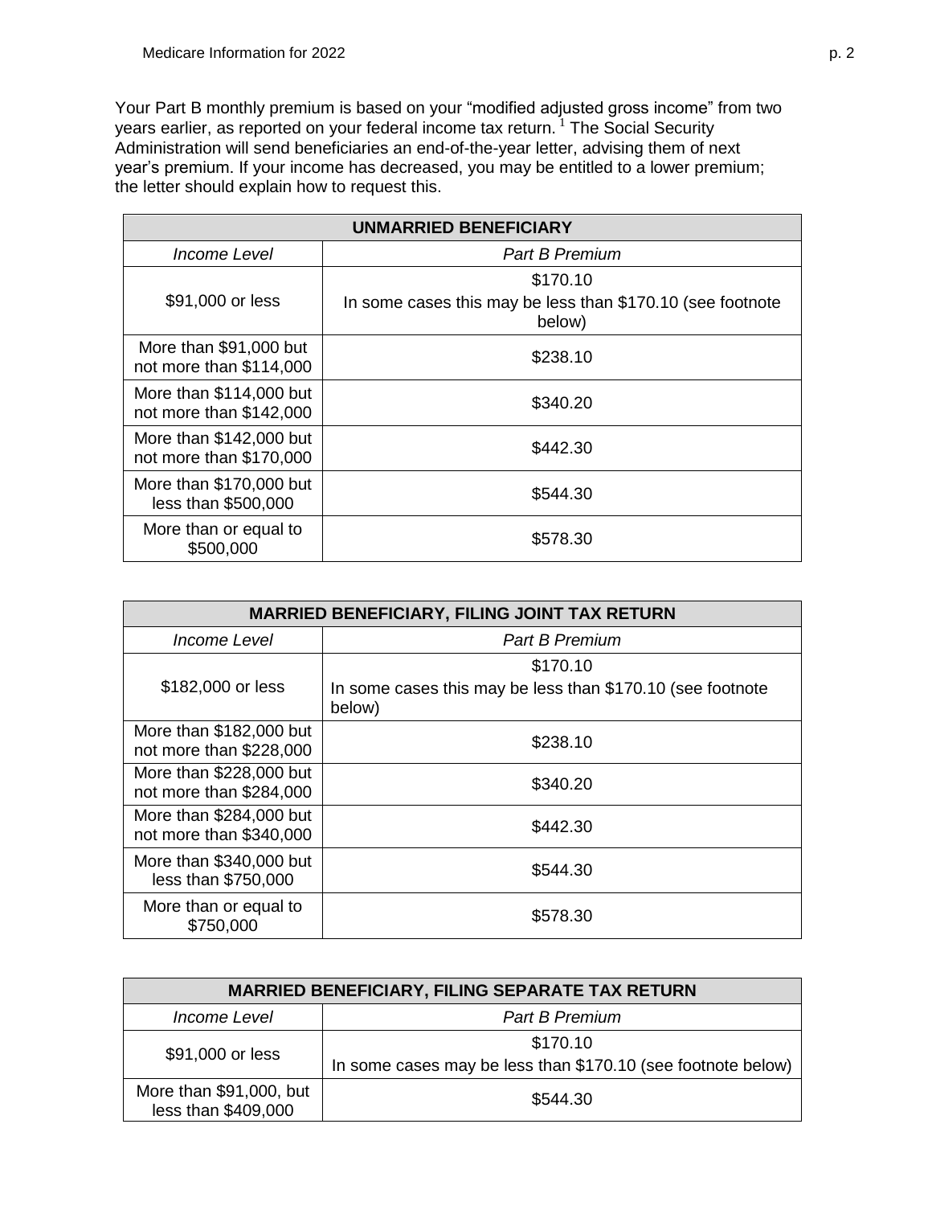Your Part B monthly premium is based on your "modified adjusted gross income" from two years earlier, as reported on your federal income tax return. [1] The Social Security Administration will send beneficiaries an end-of-the-year letter, advising them of next year's premium. If your income has decreased, you may be entitled to a lower premium; the letter should explain how to request this.

| **UNMARRIED BENEFICIARY** | |
|---|---|
| *Income Level* | *Part B Premium* |
| $91,000 or less | $170.10 In some cases this may be less than $170.10 (see footnote below) |
| More than $91,000 but not more than $114,000 | $238.10 |
| More than $114,000 but not more than $142,000 | $340.20 |
| More than $142,000 but not more than $170,000 | $442.30 |
| More than $170,000 but less than $500,000 | $544.30 |
| More than or equal to $500,000 | $578.30 |

| **MARRIED BENEFICIARY, FILING JOINT TAX RETURN** | |
|---|---|
| *Income Level* | *Part B Premium* |
| $182,000 or less | $170.10 In some cases this may be less than $170.10 (see footnote below) |
| More than $182,000 but not more than $228,000 | $238.10 |
| More than $228,000 but not more than $284,000 | $340.20 |
| More than $284,000 but not more than $340,000 | $442.30 |
| More than $340,000 but less than $750,000 | $544.30 |
| More than or equal to $750,000 | $578.30 |

| **MARRIED BENEFICIARY, FILING SEPARATE TAX RETURN** | |
|---|---|
| *Income Level* | *Part B Premium* |
| $91,000 or less | $170.10 In some cases may be less than $170.10 (see footnote below) |
| More than $91,000, but less than $409,000 | $544.30 |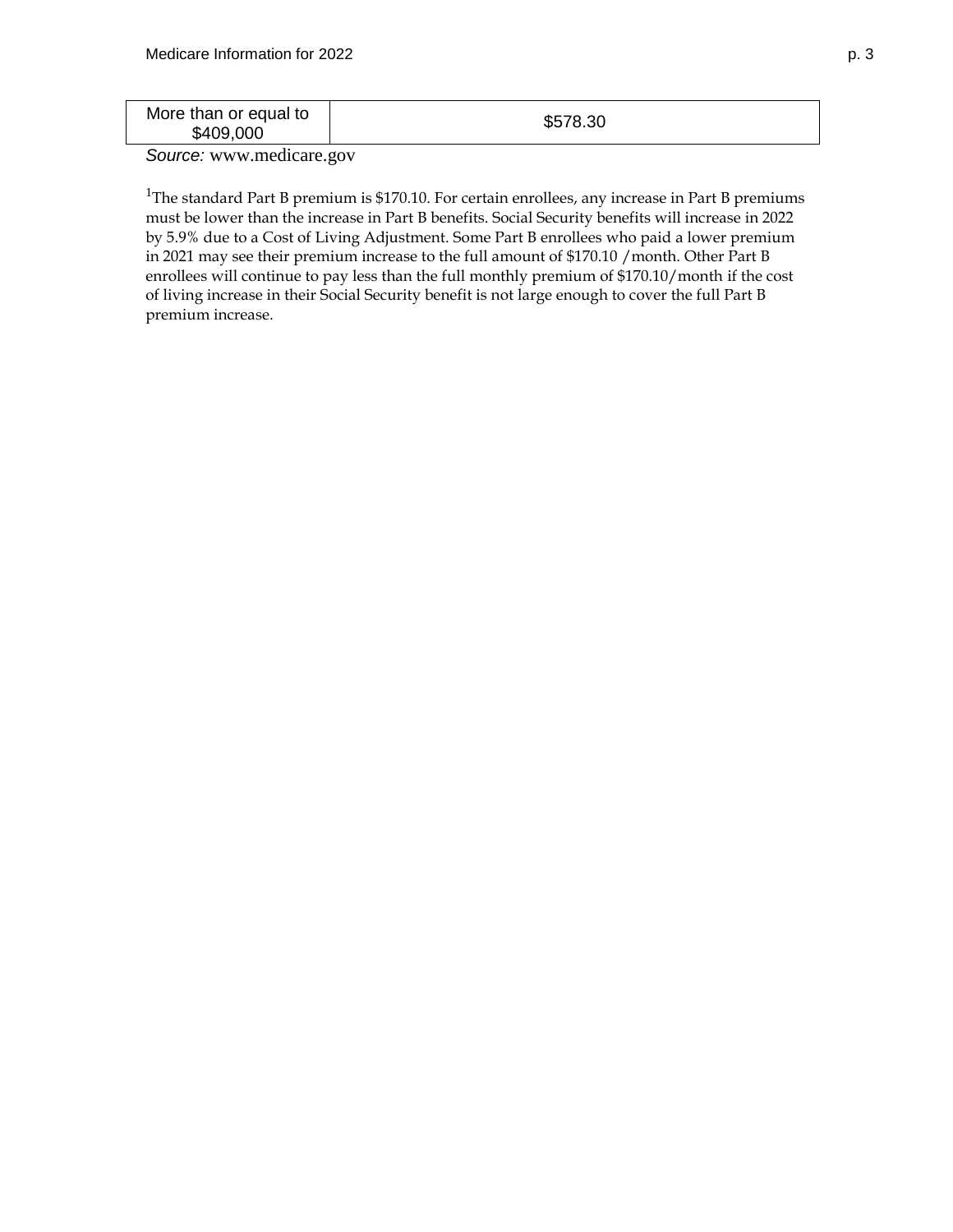| | |
|---|---|
| More than or equal to $409,000 | $578.30 |

*Source:* www.medicare.gov

[1]The standard Part B premium is $170.10. For certain enrollees, any increase in Part B premiums must be lower than the increase in Part B benefits. Social Security benefits will increase in 2022 by 5.9% due to a Cost of Living Adjustment. Some Part B enrollees who paid a lower premium in 2021 may see their premium increase to the full amount of $170.10 /month. Other Part B enrollees will continue to pay less than the full monthly premium of $170.10/month if the cost of living increase in their Social Security benefit is not large enough to cover the full Part B premium increase.